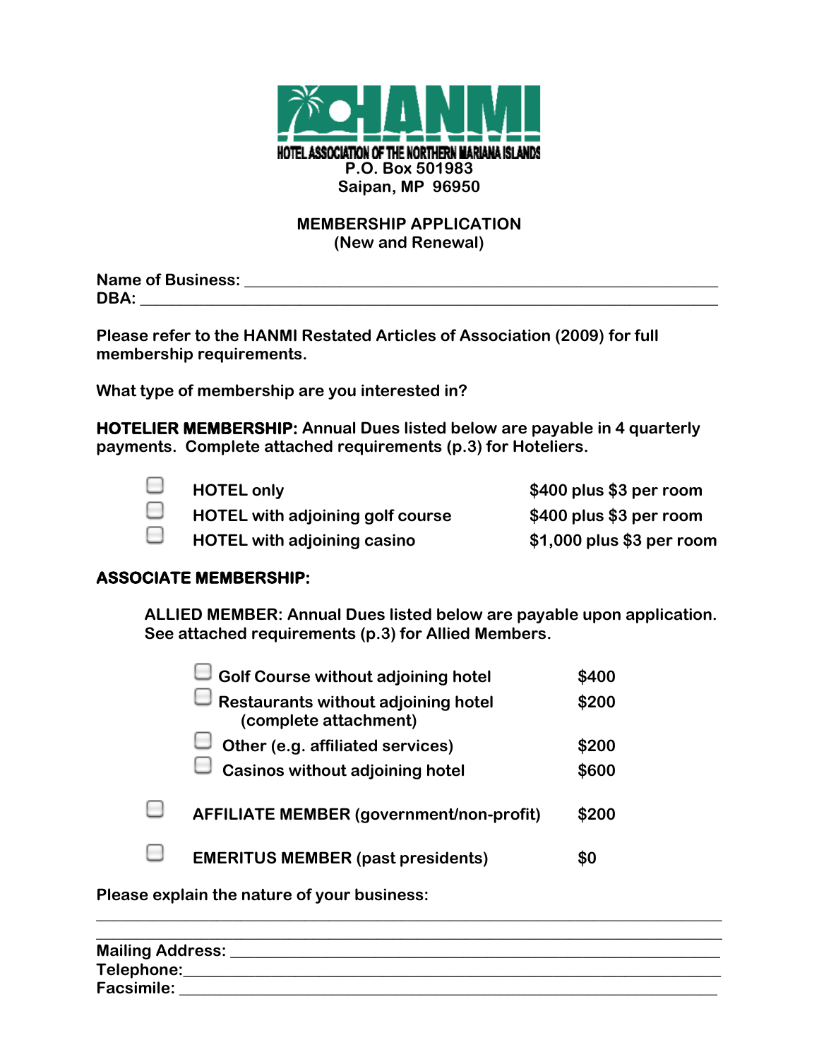HANMI

HOTEL ASSOCIATION OF THE NORTHERN MARIANA ISLANDS

P.O. Box 501983
Saipan, MP 96950

## MEMBERSHIP APPLICATION
(New and Renewal)

**Name of Business:** ______________________________________________
**DBA:** ______________________________________________

**Please refer to the HANMI Restated Articles of Association (2009) for full membership requirements.**

**What type of membership are you interested in?**

**HOTELIER MEMBERSHIP:** Annual Dues listed below are payable in 4 quarterly payments. Complete attached requirements (p.3) for Hoteliers.

| | | |
|---|---|---|
| ☐ | HOTEL only | $400 plus $3 per room |
| ☐ | HOTEL with adjoining golf course | $400 plus $3 per room |
| ☐ | HOTEL with adjoining casino | $1,000 plus $3 per room |

**ASSOCIATE MEMBERSHIP:**

ALLIED MEMBER: Annual Dues listed below are payable upon application. See attached requirements (p.3) for Allied Members.

| | | |
|---|---|---|
| ☐ | Golf Course without adjoining hotel | $400 |
| ☐ | Restaurants without adjoining hotel (complete attachment) | $200 |
| ☐ | Other (e.g. affiliated services) | $200 |
| ☐ | Casinos without adjoining hotel | $600 |

| | | |
|---|---|---|
| ☐ | AFFILIATE MEMBER (government/non-profit) | $200 |
| ☐ | EMERITUS MEMBER (past presidents) | $0 |

**Please explain the nature of your business:**

______________________________________________
______________________________________________

**Mailing Address:** ______________________________________________
**Telephone:** ______________________________________________
**Facsimile:** ______________________________________________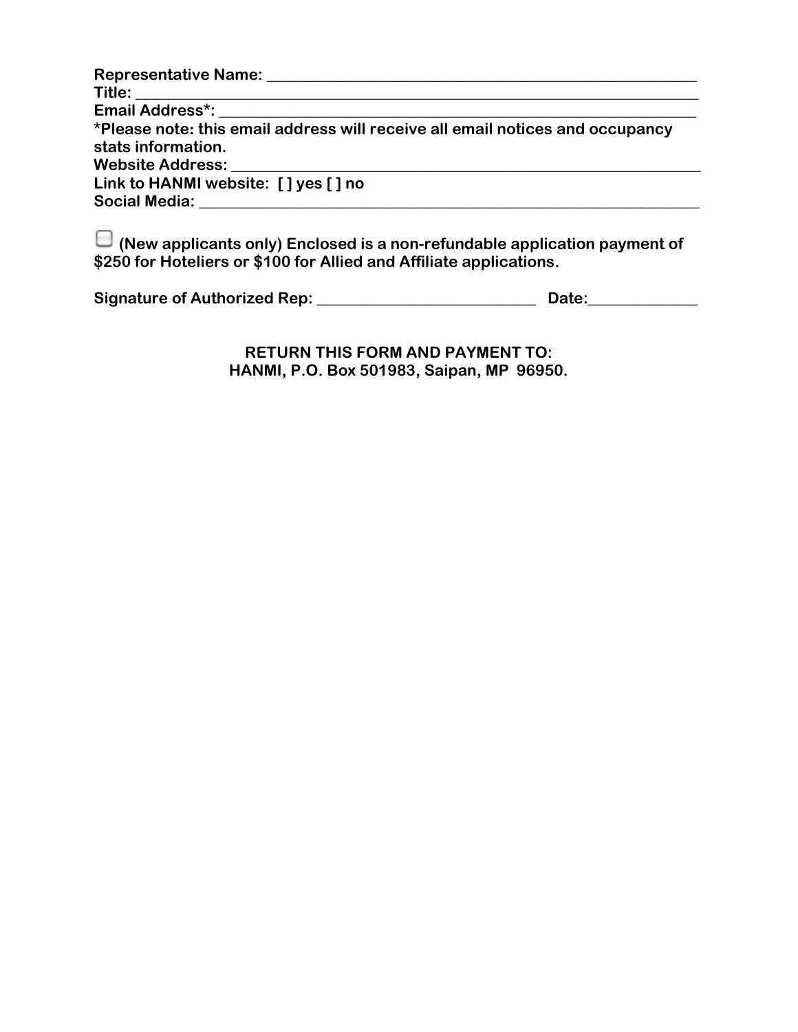**Representative Name: ___________________________________________________**
**Title: _____________________________________________________________**
**Email Address*: ______________________________________________________**
***Please note: this email address will receive all email notices and occupancy stats information.**
**Website Address: _____________________________________________________**
**Link to HANMI website: [ ] yes [ ] no**
**Social Media: ________________________________________________________**

☐ **(New applicants only) Enclosed is a non-refundable application payment of $250 for Hoteliers or $100 for Allied and Affiliate applications.**

**Signature of Authorized Rep: ______________________ Date:__________**

**RETURN THIS FORM AND PAYMENT TO:**
**HANMI, P.O. Box 501983, Saipan, MP 96950.**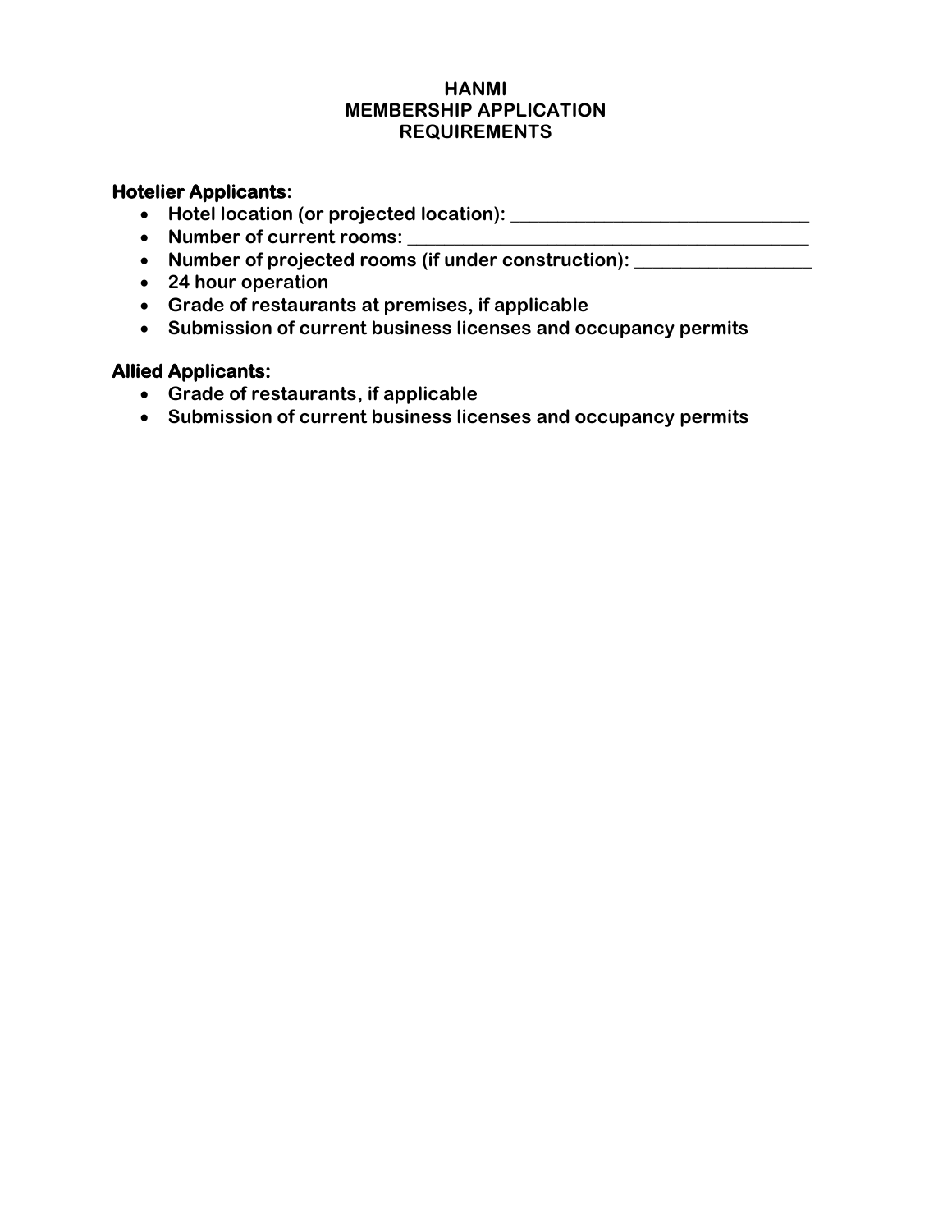**HANMI**
**MEMBERSHIP APPLICATION**
**REQUIREMENTS**

**Hotelier Applicants**:

- **Hotel location (or projected location): ______________________________**
- **Number of current rooms: ________________________________________**
- **Number of projected rooms (if under construction): _________________**
- **24 hour operation**
- **Grade of restaurants at premises, if applicable**
- **Submission of current business licenses and occupancy permits**

**Allied Applicants:**

- **Grade of restaurants, if applicable**
- **Submission of current business licenses and occupancy permits**